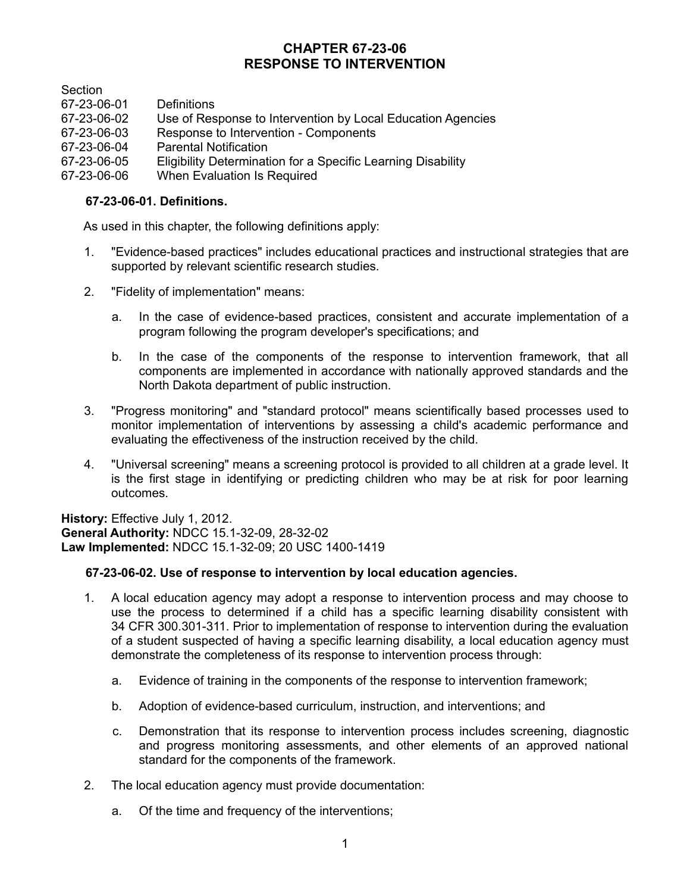# CHAPTER 67-23-06
# RESPONSE TO INTERVENTION

Section
67-23-06-01 Definitions
67-23-06-02 Use of Response to Intervention by Local Education Agencies
67-23-06-03 Response to Intervention - Components
67-23-06-04 Parental Notification
67-23-06-05 Eligibility Determination for a Specific Learning Disability
67-23-06-06 When Evaluation Is Required

**67-23-06-01. Definitions.**

As used in this chapter, the following definitions apply:

1. "Evidence-based practices" includes educational practices and instructional strategies that are supported by relevant scientific research studies.

2. "Fidelity of implementation" means:

   a. In the case of evidence-based practices, consistent and accurate implementation of a program following the program developer's specifications; and

   b. In the case of the components of the response to intervention framework, that all components are implemented in accordance with nationally approved standards and the North Dakota department of public instruction.

3. "Progress monitoring" and "standard protocol" means scientifically based processes used to monitor implementation of interventions by assessing a child's academic performance and evaluating the effectiveness of the instruction received by the child.

4. "Universal screening" means a screening protocol is provided to all children at a grade level. It is the first stage in identifying or predicting children who may be at risk for poor learning outcomes.

**History:** Effective July 1, 2012.
**General Authority:** NDCC 15.1-32-09, 28-32-02
**Law Implemented:** NDCC 15.1-32-09; 20 USC 1400-1419

**67-23-06-02. Use of response to intervention by local education agencies.**

1. A local education agency may adopt a response to intervention process and may choose to use the process to determined if a child has a specific learning disability consistent with 34 CFR 300.301-311. Prior to implementation of response to intervention during the evaluation of a student suspected of having a specific learning disability, a local education agency must demonstrate the completeness of its response to intervention process through:

   a. Evidence of training in the components of the response to intervention framework;

   b. Adoption of evidence-based curriculum, instruction, and interventions; and

   c. Demonstration that its response to intervention process includes screening, diagnostic and progress monitoring assessments, and other elements of an approved national standard for the components of the framework.

2. The local education agency must provide documentation:

   a. Of the time and frequency of the interventions;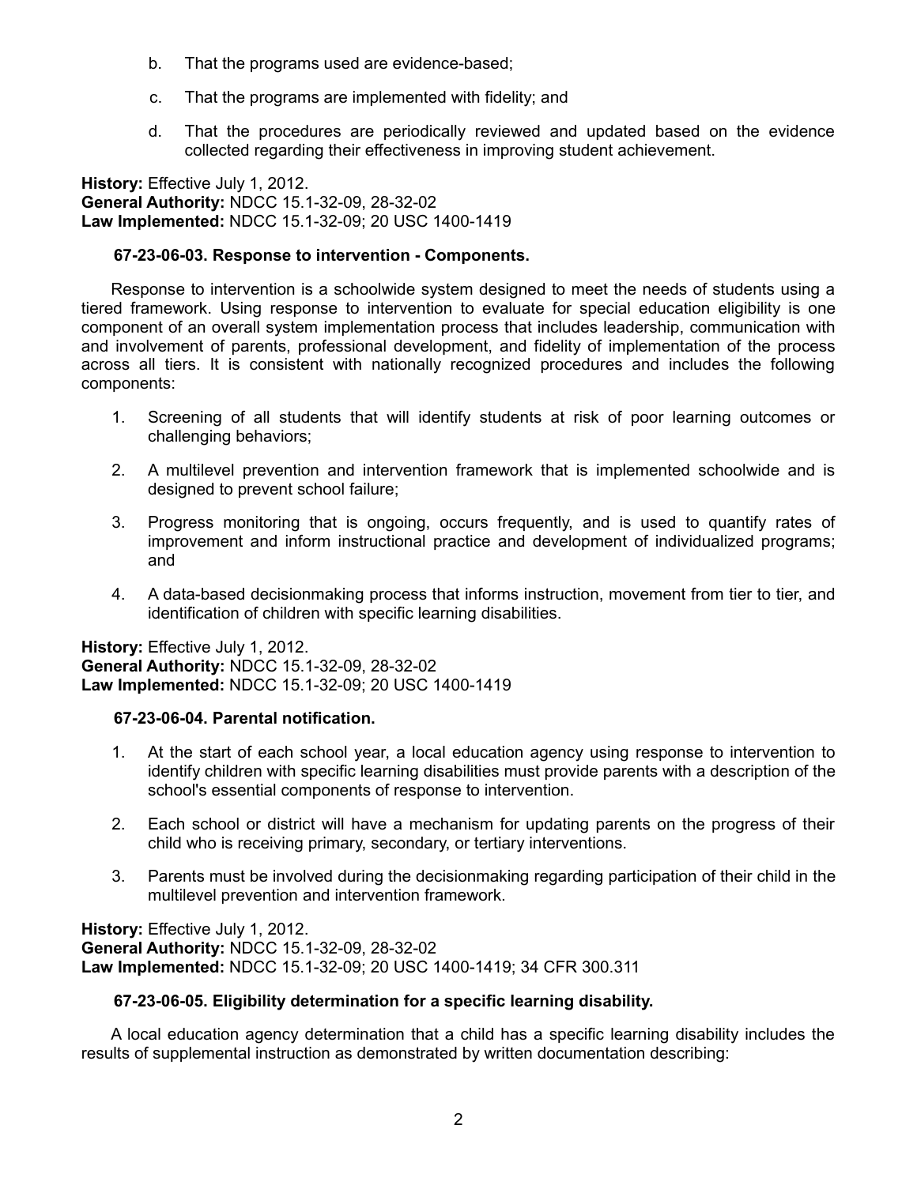b. That the programs used are evidence-based;

c. That the programs are implemented with fidelity; and

d. That the procedures are periodically reviewed and updated based on the evidence collected regarding their effectiveness in improving student achievement.

**History:** Effective July 1, 2012.
**General Authority:** NDCC 15.1-32-09, 28-32-02
**Law Implemented:** NDCC 15.1-32-09; 20 USC 1400-1419

**67-23-06-03. Response to intervention - Components.**

Response to intervention is a schoolwide system designed to meet the needs of students using a tiered framework. Using response to intervention to evaluate for special education eligibility is one component of an overall system implementation process that includes leadership, communication with and involvement of parents, professional development, and fidelity of implementation of the process across all tiers. It is consistent with nationally recognized procedures and includes the following components:

1. Screening of all students that will identify students at risk of poor learning outcomes or challenging behaviors;

2. A multilevel prevention and intervention framework that is implemented schoolwide and is designed to prevent school failure;

3. Progress monitoring that is ongoing, occurs frequently, and is used to quantify rates of improvement and inform instructional practice and development of individualized programs; and

4. A data-based decisionmaking process that informs instruction, movement from tier to tier, and identification of children with specific learning disabilities.

**History:** Effective July 1, 2012.
**General Authority:** NDCC 15.1-32-09, 28-32-02
**Law Implemented:** NDCC 15.1-32-09; 20 USC 1400-1419

**67-23-06-04. Parental notification.**

1. At the start of each school year, a local education agency using response to intervention to identify children with specific learning disabilities must provide parents with a description of the school's essential components of response to intervention.

2. Each school or district will have a mechanism for updating parents on the progress of their child who is receiving primary, secondary, or tertiary interventions.

3. Parents must be involved during the decisionmaking regarding participation of their child in the multilevel prevention and intervention framework.

**History:** Effective July 1, 2012.
**General Authority:** NDCC 15.1-32-09, 28-32-02
**Law Implemented:** NDCC 15.1-32-09; 20 USC 1400-1419; 34 CFR 300.311

**67-23-06-05. Eligibility determination for a specific learning disability.**

A local education agency determination that a child has a specific learning disability includes the results of supplemental instruction as demonstrated by written documentation describing: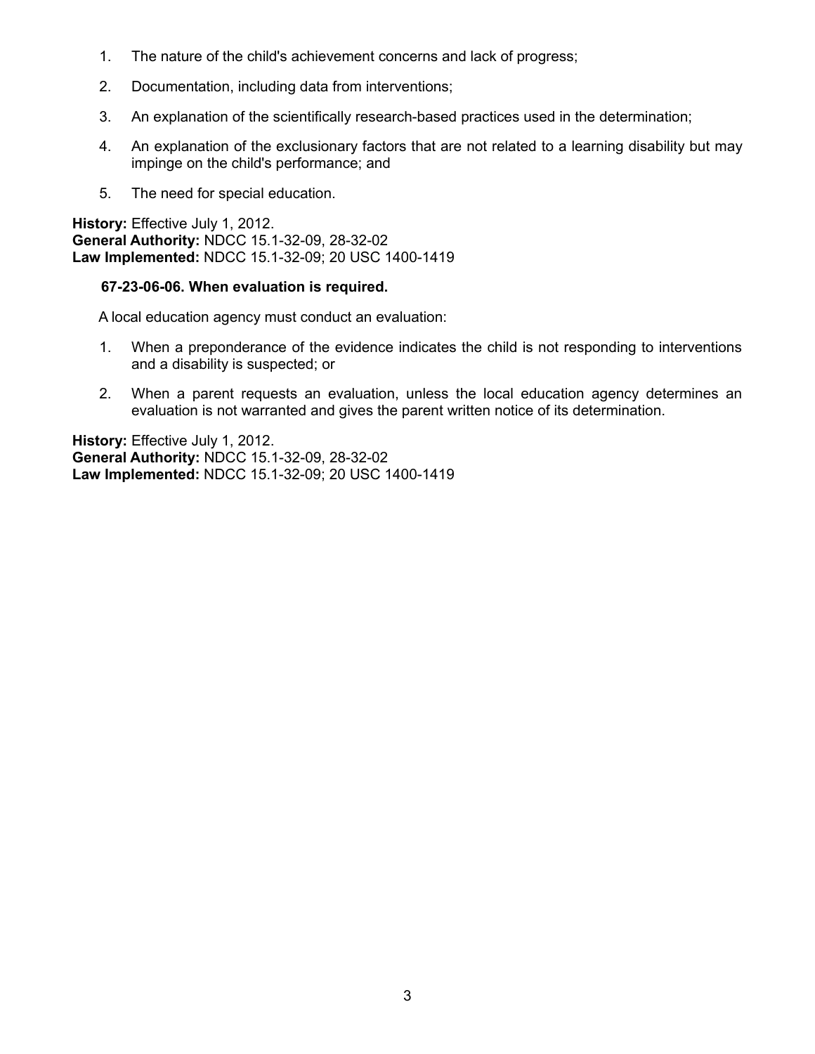1. The nature of the child's achievement concerns and lack of progress;

2. Documentation, including data from interventions;

3. An explanation of the scientifically research-based practices used in the determination;

4. An explanation of the exclusionary factors that are not related to a learning disability but may impinge on the child's performance; and

5. The need for special education.

**History:** Effective July 1, 2012.
**General Authority:** NDCC 15.1-32-09, 28-32-02
**Law Implemented:** NDCC 15.1-32-09; 20 USC 1400-1419

**67-23-06-06. When evaluation is required.**

A local education agency must conduct an evaluation:

1. When a preponderance of the evidence indicates the child is not responding to interventions and a disability is suspected; or

2. When a parent requests an evaluation, unless the local education agency determines an evaluation is not warranted and gives the parent written notice of its determination.

**History:** Effective July 1, 2012.
**General Authority:** NDCC 15.1-32-09, 28-32-02
**Law Implemented:** NDCC 15.1-32-09; 20 USC 1400-1419